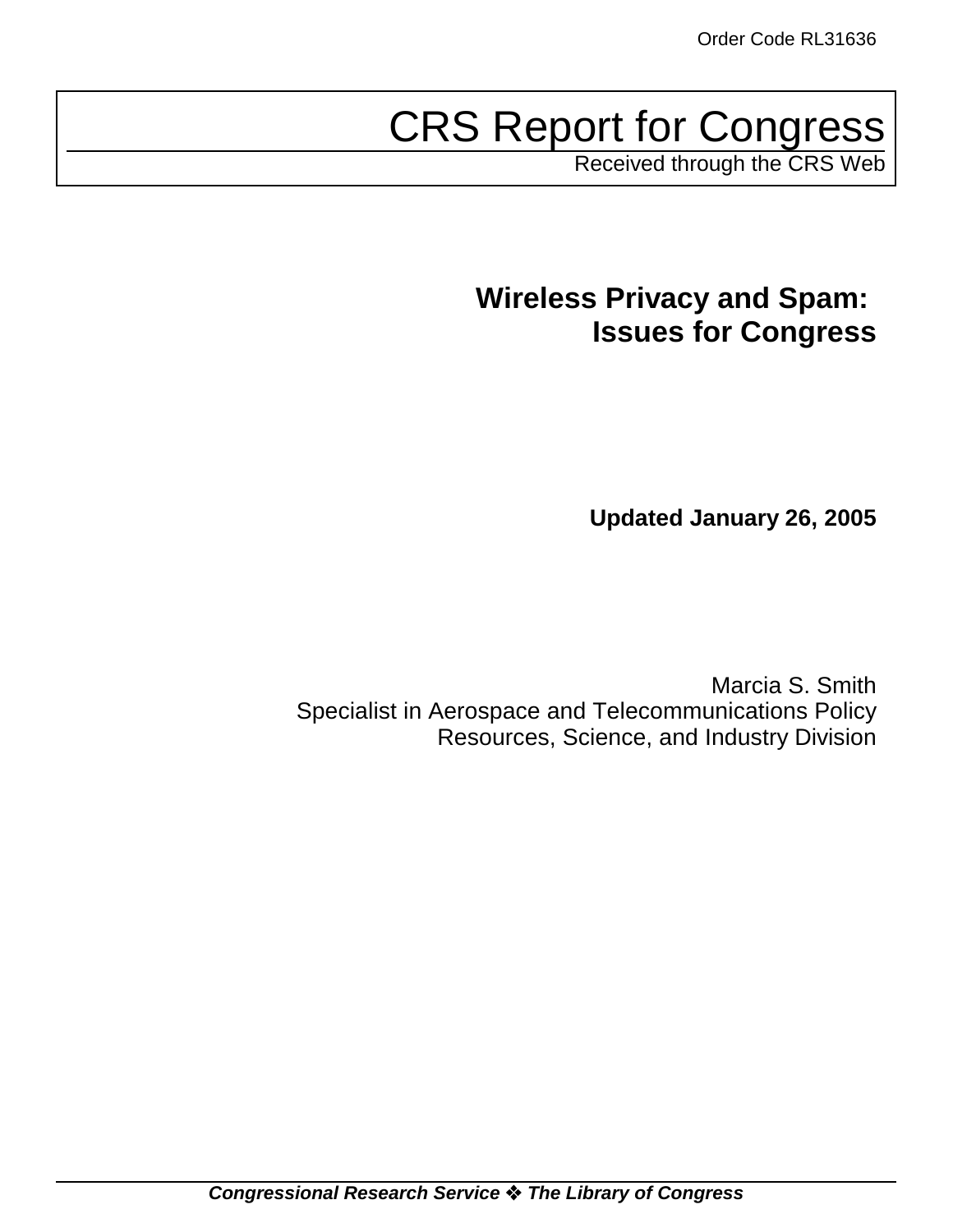Order Code RL31636

# CRS Report for Congress

Received through the CRS Web

## Wireless Privacy and Spam: Issues for Congress

**Updated January 26, 2005**

Marcia S. Smith
Specialist in Aerospace and Telecommunications Policy
Resources, Science, and Industry Division

***Congressional Research Service ❖ The Library of Congress***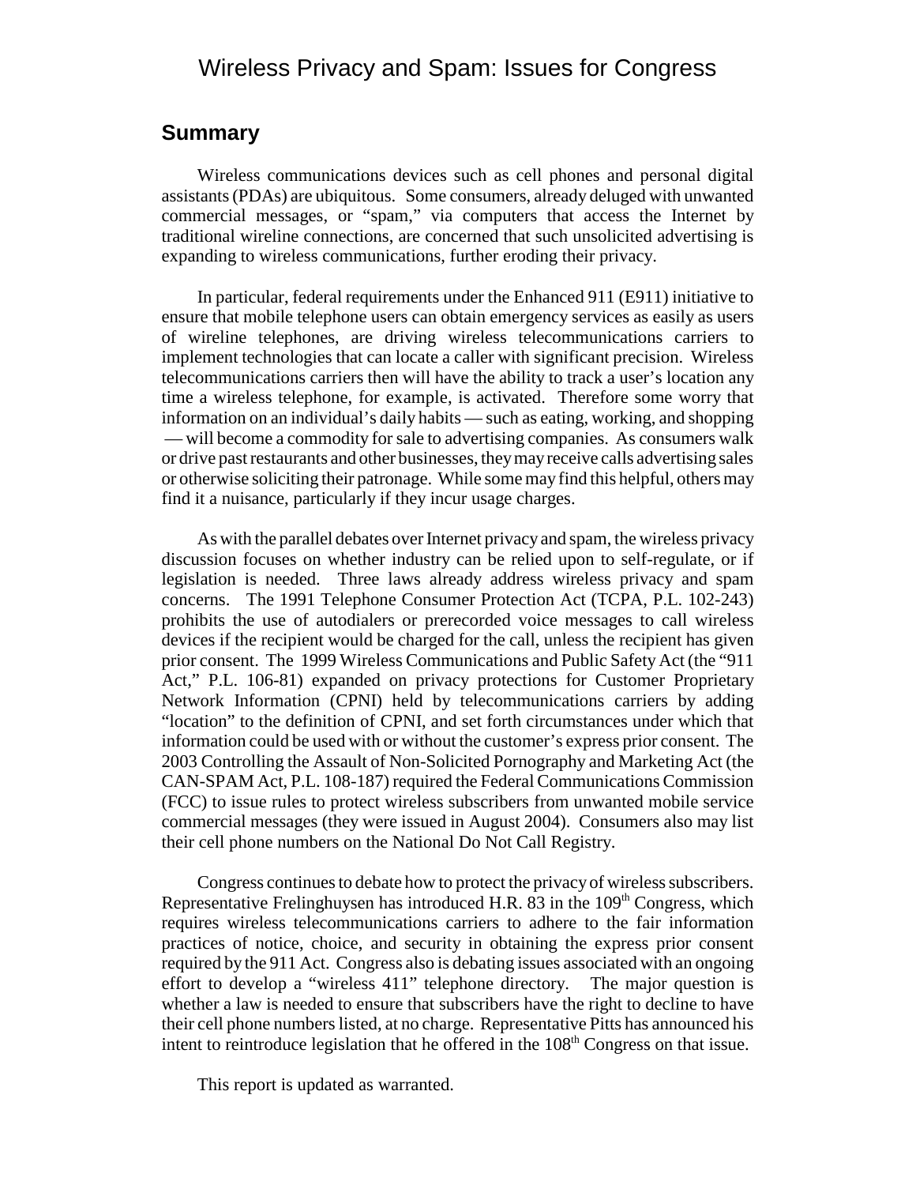# Wireless Privacy and Spam: Issues for Congress

## Summary

Wireless communications devices such as cell phones and personal digital assistants (PDAs) are ubiquitous. Some consumers, already deluged with unwanted commercial messages, or "spam," via computers that access the Internet by traditional wireline connections, are concerned that such unsolicited advertising is expanding to wireless communications, further eroding their privacy.

In particular, federal requirements under the Enhanced 911 (E911) initiative to ensure that mobile telephone users can obtain emergency services as easily as users of wireline telephones, are driving wireless telecommunications carriers to implement technologies that can locate a caller with significant precision. Wireless telecommunications carriers then will have the ability to track a user's location any time a wireless telephone, for example, is activated. Therefore some worry that information on an individual's daily habits — such as eating, working, and shopping — will become a commodity for sale to advertising companies. As consumers walk or drive past restaurants and other businesses, they may receive calls advertising sales or otherwise soliciting their patronage. While some may find this helpful, others may find it a nuisance, particularly if they incur usage charges.

As with the parallel debates over Internet privacy and spam, the wireless privacy discussion focuses on whether industry can be relied upon to self-regulate, or if legislation is needed. Three laws already address wireless privacy and spam concerns. The 1991 Telephone Consumer Protection Act (TCPA, P.L. 102-243) prohibits the use of autodialers or prerecorded voice messages to call wireless devices if the recipient would be charged for the call, unless the recipient has given prior consent. The 1999 Wireless Communications and Public Safety Act (the "911 Act," P.L. 106-81) expanded on privacy protections for Customer Proprietary Network Information (CPNI) held by telecommunications carriers by adding "location" to the definition of CPNI, and set forth circumstances under which that information could be used with or without the customer's express prior consent. The 2003 Controlling the Assault of Non-Solicited Pornography and Marketing Act (the CAN-SPAM Act, P.L. 108-187) required the Federal Communications Commission (FCC) to issue rules to protect wireless subscribers from unwanted mobile service commercial messages (they were issued in August 2004). Consumers also may list their cell phone numbers on the National Do Not Call Registry.

Congress continues to debate how to protect the privacy of wireless subscribers. Representative Frelinghuysen has introduced H.R. 83 in the 109th Congress, which requires wireless telecommunications carriers to adhere to the fair information practices of notice, choice, and security in obtaining the express prior consent required by the 911 Act. Congress also is debating issues associated with an ongoing effort to develop a "wireless 411" telephone directory. The major question is whether a law is needed to ensure that subscribers have the right to decline to have their cell phone numbers listed, at no charge. Representative Pitts has announced his intent to reintroduce legislation that he offered in the 108th Congress on that issue.

This report is updated as warranted.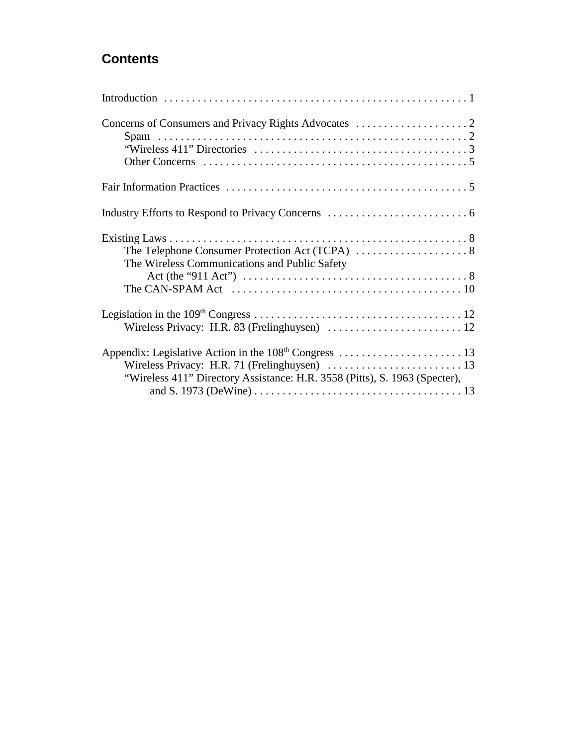## Contents

Introduction . . . . . . . . . . . . . . . . . . . . . . . . . . . . . . . . . . . . . . . . . . . . . . . . . . . . . 1

Concerns of Consumers and Privacy Rights Advocates . . . . . . . . . . . . . . . . . . . . 2
- Spam . . . . . . . . . . . . . . . . . . . . . . . . . . . . . . . . . . . . . . . . . . . . . . . . . . . . . 2
- "Wireless 411" Directories . . . . . . . . . . . . . . . . . . . . . . . . . . . . . . . . . . . . . 3
- Other Concerns . . . . . . . . . . . . . . . . . . . . . . . . . . . . . . . . . . . . . . . . . . . . . 5

Fair Information Practices . . . . . . . . . . . . . . . . . . . . . . . . . . . . . . . . . . . . . . . . . . 5

Industry Efforts to Respond to Privacy Concerns . . . . . . . . . . . . . . . . . . . . . . . . . 6

Existing Laws . . . . . . . . . . . . . . . . . . . . . . . . . . . . . . . . . . . . . . . . . . . . . . . . . . . . . 8
- The Telephone Consumer Protection Act (TCPA) . . . . . . . . . . . . . . . . . . . . 8
- The Wireless Communications and Public Safety Act (the "911 Act") . . . . . . . . . . . . . . . . . . . . . . . . . . . . . . . . . . . . . . . 8
- The CAN-SPAM Act . . . . . . . . . . . . . . . . . . . . . . . . . . . . . . . . . . . . . . . . . 10

Legislation in the 109th Congress . . . . . . . . . . . . . . . . . . . . . . . . . . . . . . . . . . . . . 12
- Wireless Privacy: H.R. 83 (Frelinghuysen) . . . . . . . . . . . . . . . . . . . . . . . . . 12

Appendix: Legislative Action in the 108th Congress . . . . . . . . . . . . . . . . . . . . . . 13
- Wireless Privacy: H.R. 71 (Frelinghuysen) . . . . . . . . . . . . . . . . . . . . . . . . 13
- "Wireless 411" Directory Assistance: H.R. 3558 (Pitts), S. 1963 (Specter), and S. 1973 (DeWine) . . . . . . . . . . . . . . . . . . . . . . . . . . . . . . . . . . . . . 13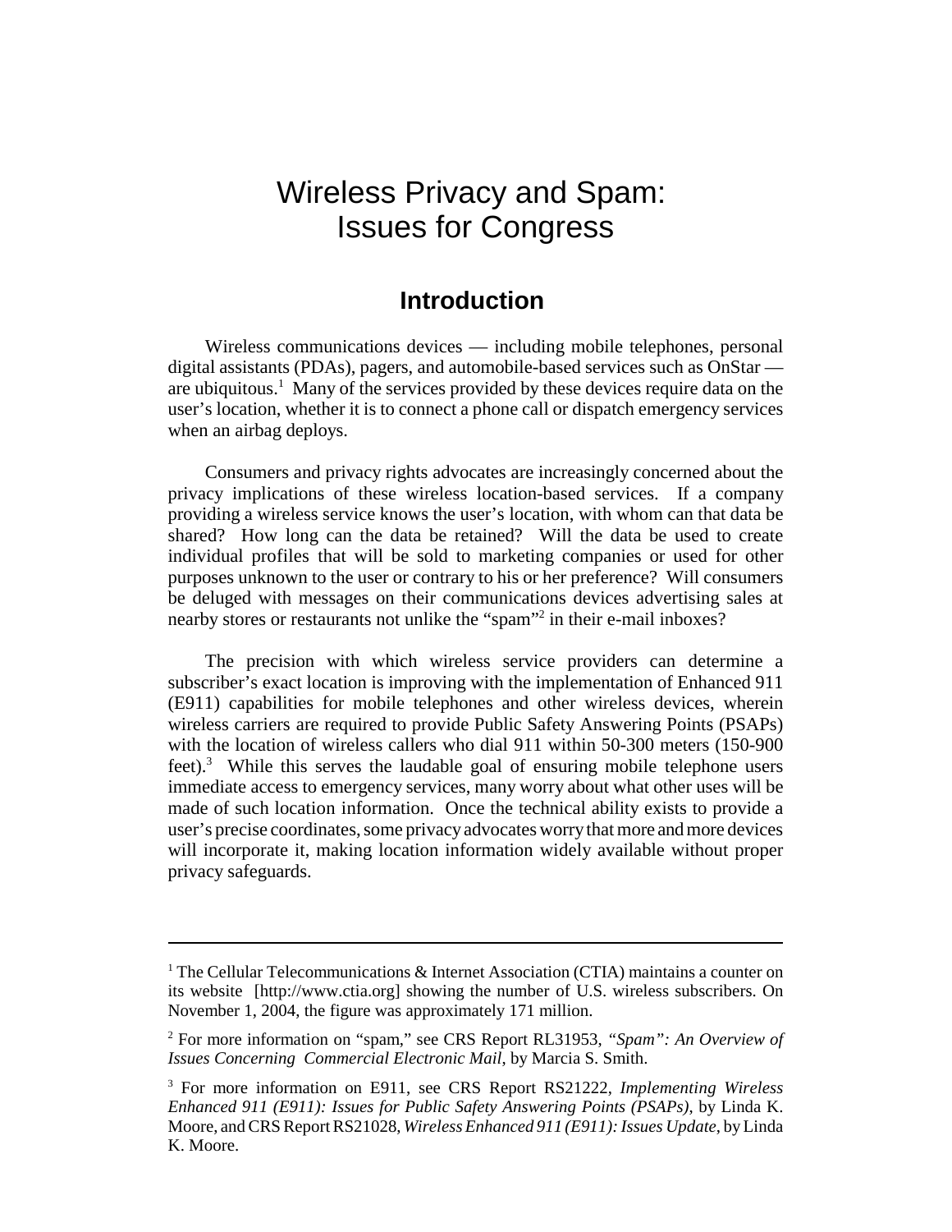# Wireless Privacy and Spam: Issues for Congress

## Introduction

Wireless communications devices — including mobile telephones, personal digital assistants (PDAs), pagers, and automobile-based services such as OnStar — are ubiquitous.[1] Many of the services provided by these devices require data on the user's location, whether it is to connect a phone call or dispatch emergency services when an airbag deploys.

Consumers and privacy rights advocates are increasingly concerned about the privacy implications of these wireless location-based services. If a company providing a wireless service knows the user's location, with whom can that data be shared? How long can the data be retained? Will the data be used to create individual profiles that will be sold to marketing companies or used for other purposes unknown to the user or contrary to his or her preference? Will consumers be deluged with messages on their communications devices advertising sales at nearby stores or restaurants not unlike the "spam"[2] in their e-mail inboxes?

The precision with which wireless service providers can determine a subscriber's exact location is improving with the implementation of Enhanced 911 (E911) capabilities for mobile telephones and other wireless devices, wherein wireless carriers are required to provide Public Safety Answering Points (PSAPs) with the location of wireless callers who dial 911 within 50-300 meters (150-900 feet).[3] While this serves the laudable goal of ensuring mobile telephone users immediate access to emergency services, many worry about what other uses will be made of such location information. Once the technical ability exists to provide a user's precise coordinates, some privacy advocates worry that more and more devices will incorporate it, making location information widely available without proper privacy safeguards.

---

[1] The Cellular Telecommunications & Internet Association (CTIA) maintains a counter on its website [http://www.ctia.org] showing the number of U.S. wireless subscribers. On November 1, 2004, the figure was approximately 171 million.

[2] For more information on "spam," see CRS Report RL31953, *"Spam": An Overview of Issues Concerning Commercial Electronic Mail*, by Marcia S. Smith.

[3] For more information on E911, see CRS Report RS21222, *Implementing Wireless Enhanced 911 (E911): Issues for Public Safety Answering Points (PSAPs)*, by Linda K. Moore, and CRS Report RS21028, *Wireless Enhanced 911 (E911): Issues Update*, by Linda K. Moore.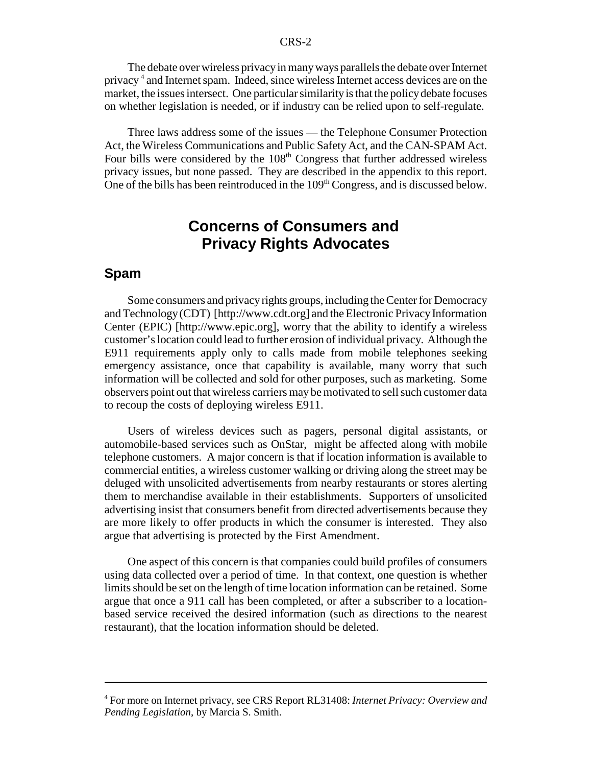The debate over wireless privacy in many ways parallels the debate over Internet privacy [4] and Internet spam. Indeed, since wireless Internet access devices are on the market, the issues intersect. One particular similarity is that the policy debate focuses on whether legislation is needed, or if industry can be relied upon to self-regulate.

Three laws address some of the issues — the Telephone Consumer Protection Act, the Wireless Communications and Public Safety Act, and the CAN-SPAM Act. Four bills were considered by the 108th Congress that further addressed wireless privacy issues, but none passed. They are described in the appendix to this report. One of the bills has been reintroduced in the 109th Congress, and is discussed below.

# Concerns of Consumers and Privacy Rights Advocates

## Spam

Some consumers and privacy rights groups, including the Center for Democracy and Technology (CDT) [http://www.cdt.org] and the Electronic Privacy Information Center (EPIC) [http://www.epic.org], worry that the ability to identify a wireless customer's location could lead to further erosion of individual privacy. Although the E911 requirements apply only to calls made from mobile telephones seeking emergency assistance, once that capability is available, many worry that such information will be collected and sold for other purposes, such as marketing. Some observers point out that wireless carriers may be motivated to sell such customer data to recoup the costs of deploying wireless E911.

Users of wireless devices such as pagers, personal digital assistants, or automobile-based services such as OnStar, might be affected along with mobile telephone customers. A major concern is that if location information is available to commercial entities, a wireless customer walking or driving along the street may be deluged with unsolicited advertisements from nearby restaurants or stores alerting them to merchandise available in their establishments. Supporters of unsolicited advertising insist that consumers benefit from directed advertisements because they are more likely to offer products in which the consumer is interested. They also argue that advertising is protected by the First Amendment.

One aspect of this concern is that companies could build profiles of consumers using data collected over a period of time. In that context, one question is whether limits should be set on the length of time location information can be retained. Some argue that once a 911 call has been completed, or after a subscriber to a location-based service received the desired information (such as directions to the nearest restaurant), that the location information should be deleted.

---

[4] For more on Internet privacy, see CRS Report RL31408: *Internet Privacy: Overview and Pending Legislation*, by Marcia S. Smith.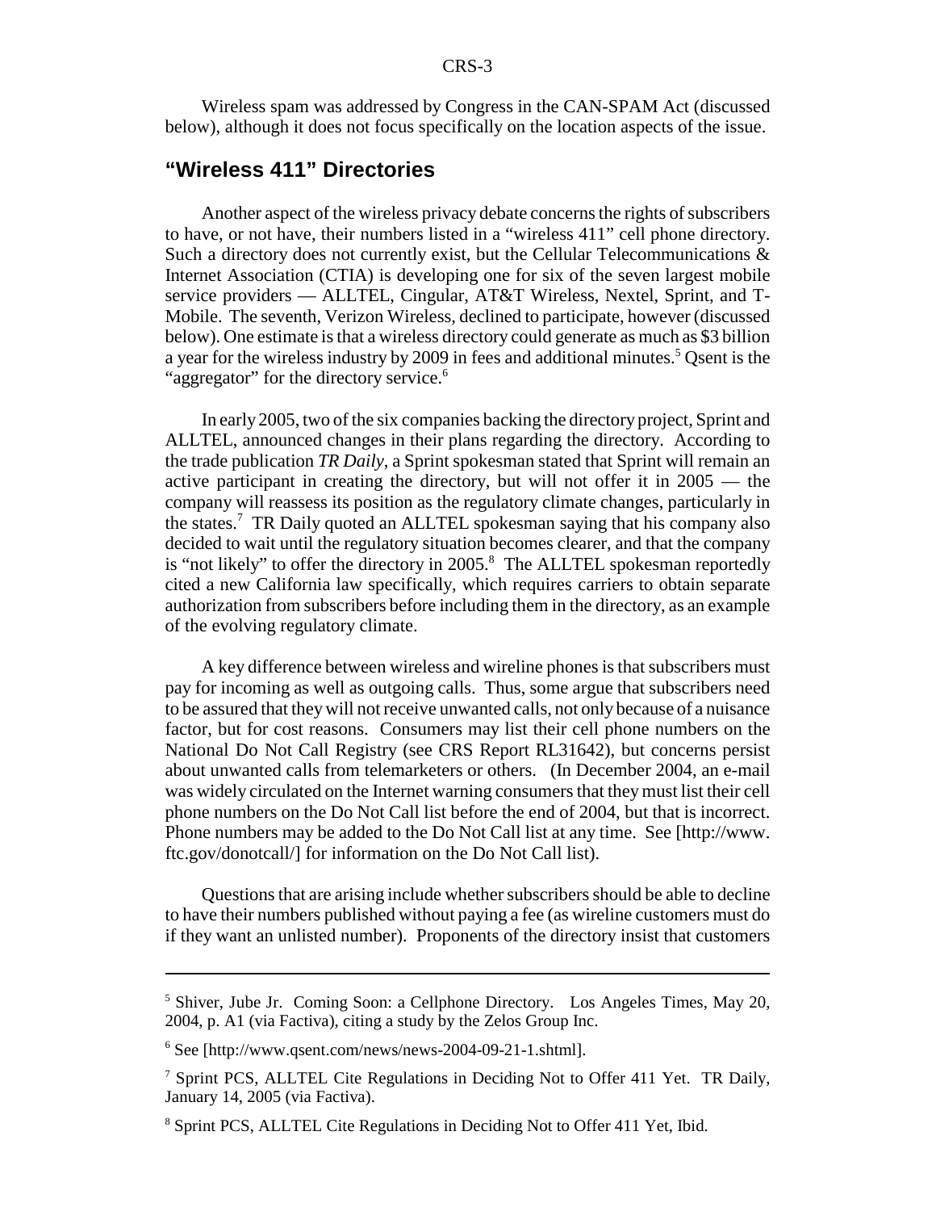Wireless spam was addressed by Congress in the CAN-SPAM Act (discussed below), although it does not focus specifically on the location aspects of the issue.

## "Wireless 411" Directories

Another aspect of the wireless privacy debate concerns the rights of subscribers to have, or not have, their numbers listed in a "wireless 411" cell phone directory. Such a directory does not currently exist, but the Cellular Telecommunications & Internet Association (CTIA) is developing one for six of the seven largest mobile service providers — ALLTEL, Cingular, AT&T Wireless, Nextel, Sprint, and T-Mobile. The seventh, Verizon Wireless, declined to participate, however (discussed below). One estimate is that a wireless directory could generate as much as $3 billion a year for the wireless industry by 2009 in fees and additional minutes.[5] Qsent is the "aggregator" for the directory service.[6]

In early 2005, two of the six companies backing the directory project, Sprint and ALLTEL, announced changes in their plans regarding the directory. According to the trade publication *TR Daily*, a Sprint spokesman stated that Sprint will remain an active participant in creating the directory, but will not offer it in 2005 — the company will reassess its position as the regulatory climate changes, particularly in the states.[7] TR Daily quoted an ALLTEL spokesman saying that his company also decided to wait until the regulatory situation becomes clearer, and that the company is "not likely" to offer the directory in 2005.[8] The ALLTEL spokesman reportedly cited a new California law specifically, which requires carriers to obtain separate authorization from subscribers before including them in the directory, as an example of the evolving regulatory climate.

A key difference between wireless and wireline phones is that subscribers must pay for incoming as well as outgoing calls. Thus, some argue that subscribers need to be assured that they will not receive unwanted calls, not only because of a nuisance factor, but for cost reasons. Consumers may list their cell phone numbers on the National Do Not Call Registry (see CRS Report RL31642), but concerns persist about unwanted calls from telemarketers or others. (In December 2004, an e-mail was widely circulated on the Internet warning consumers that they must list their cell phone numbers on the Do Not Call list before the end of 2004, but that is incorrect. Phone numbers may be added to the Do Not Call list at any time. See [http://www.ftc.gov/donotcall/] for information on the Do Not Call list).

Questions that are arising include whether subscribers should be able to decline to have their numbers published without paying a fee (as wireline customers must do if they want an unlisted number). Proponents of the directory insist that customers

---

[5] Shiver, Jube Jr. Coming Soon: a Cellphone Directory. Los Angeles Times, May 20, 2004, p. A1 (via Factiva), citing a study by the Zelos Group Inc.

[6] See [http://www.qsent.com/news/news-2004-09-21-1.shtml].

[7] Sprint PCS, ALLTEL Cite Regulations in Deciding Not to Offer 411 Yet. TR Daily, January 14, 2005 (via Factiva).

[8] Sprint PCS, ALLTEL Cite Regulations in Deciding Not to Offer 411 Yet, Ibid.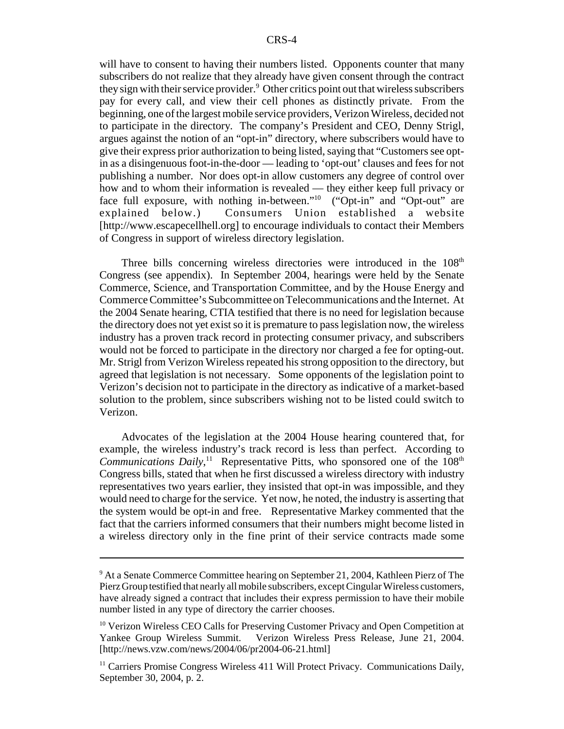will have to consent to having their numbers listed. Opponents counter that many subscribers do not realize that they already have given consent through the contract they sign with their service provider.[9] Other critics point out that wireless subscribers pay for every call, and view their cell phones as distinctly private. From the beginning, one of the largest mobile service providers, Verizon Wireless, decided not to participate in the directory. The company's President and CEO, Denny Strigl, argues against the notion of an "opt-in" directory, where subscribers would have to give their express prior authorization to being listed, saying that "Customers see opt-in as a disingenuous foot-in-the-door — leading to 'opt-out' clauses and fees for not publishing a number. Nor does opt-in allow customers any degree of control over how and to whom their information is revealed — they either keep full privacy or face full exposure, with nothing in-between."[10] ("Opt-in" and "Opt-out" are explained below.) Consumers Union established a website [http://www.escapecellhell.org] to encourage individuals to contact their Members of Congress in support of wireless directory legislation.

Three bills concerning wireless directories were introduced in the 108th Congress (see appendix). In September 2004, hearings were held by the Senate Commerce, Science, and Transportation Committee, and by the House Energy and Commerce Committee's Subcommittee on Telecommunications and the Internet. At the 2004 Senate hearing, CTIA testified that there is no need for legislation because the directory does not yet exist so it is premature to pass legislation now, the wireless industry has a proven track record in protecting consumer privacy, and subscribers would not be forced to participate in the directory nor charged a fee for opting-out. Mr. Strigl from Verizon Wireless repeated his strong opposition to the directory, but agreed that legislation is not necessary. Some opponents of the legislation point to Verizon's decision not to participate in the directory as indicative of a market-based solution to the problem, since subscribers wishing not to be listed could switch to Verizon.

Advocates of the legislation at the 2004 House hearing countered that, for example, the wireless industry's track record is less than perfect. According to *Communications Daily*,[11] Representative Pitts, who sponsored one of the 108th Congress bills, stated that when he first discussed a wireless directory with industry representatives two years earlier, they insisted that opt-in was impossible, and they would need to charge for the service. Yet now, he noted, the industry is asserting that the system would be opt-in and free. Representative Markey commented that the fact that the carriers informed consumers that their numbers might become listed in a wireless directory only in the fine print of their service contracts made some

---

[9] At a Senate Commerce Committee hearing on September 21, 2004, Kathleen Pierz of The Pierz Group testified that nearly all mobile subscribers, except Cingular Wireless customers, have already signed a contract that includes their express permission to have their mobile number listed in any type of directory the carrier chooses.

[10] Verizon Wireless CEO Calls for Preserving Customer Privacy and Open Competition at Yankee Group Wireless Summit. Verizon Wireless Press Release, June 21, 2004. [http://news.vzw.com/news/2004/06/pr2004-06-21.html]

[11] Carriers Promise Congress Wireless 411 Will Protect Privacy. Communications Daily, September 30, 2004, p. 2.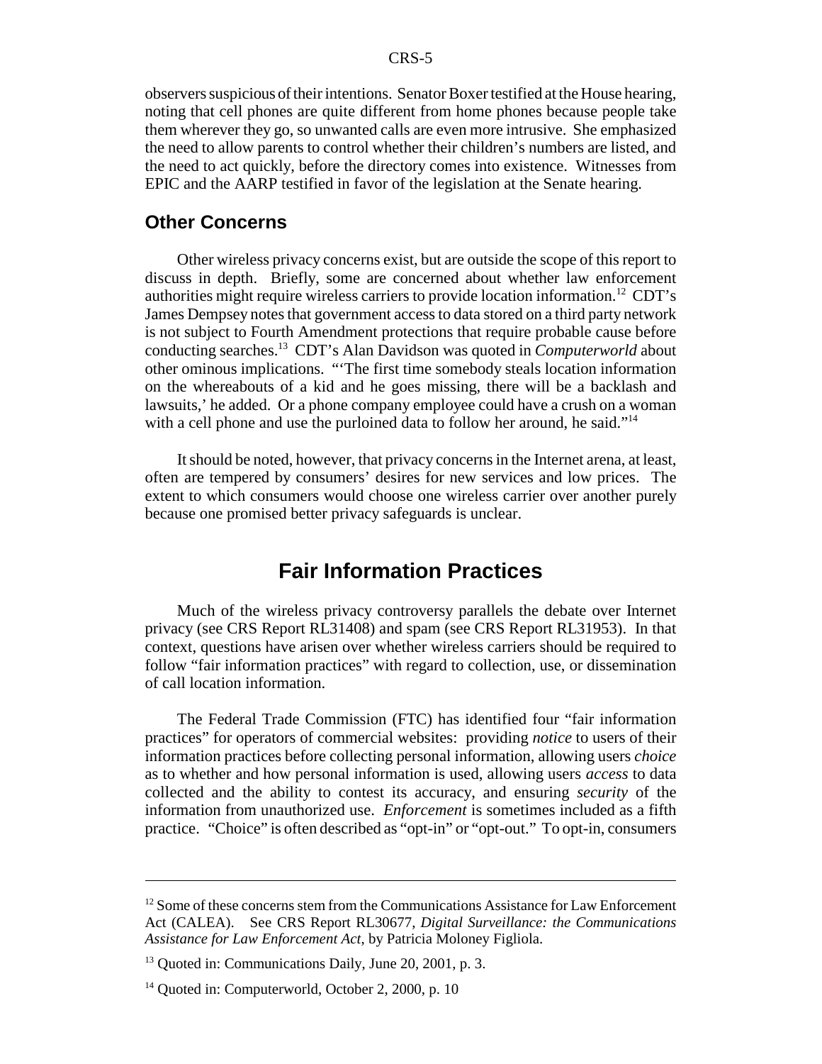observers suspicious of their intentions. Senator Boxer testified at the House hearing, noting that cell phones are quite different from home phones because people take them wherever they go, so unwanted calls are even more intrusive. She emphasized the need to allow parents to control whether their children's numbers are listed, and the need to act quickly, before the directory comes into existence. Witnesses from EPIC and the AARP testified in favor of the legislation at the Senate hearing.

### Other Concerns

Other wireless privacy concerns exist, but are outside the scope of this report to discuss in depth. Briefly, some are concerned about whether law enforcement authorities might require wireless carriers to provide location information.[12] CDT's James Dempsey notes that government access to data stored on a third party network is not subject to Fourth Amendment protections that require probable cause before conducting searches.[13] CDT's Alan Davidson was quoted in *Computerworld* about other ominous implications. "'The first time somebody steals location information on the whereabouts of a kid and he goes missing, there will be a backlash and lawsuits,' he added. Or a phone company employee could have a crush on a woman with a cell phone and use the purloined data to follow her around, he said."[14]

It should be noted, however, that privacy concerns in the Internet arena, at least, often are tempered by consumers' desires for new services and low prices. The extent to which consumers would choose one wireless carrier over another purely because one promised better privacy safeguards is unclear.

## Fair Information Practices

Much of the wireless privacy controversy parallels the debate over Internet privacy (see CRS Report RL31408) and spam (see CRS Report RL31953). In that context, questions have arisen over whether wireless carriers should be required to follow "fair information practices" with regard to collection, use, or dissemination of call location information.

The Federal Trade Commission (FTC) has identified four "fair information practices" for operators of commercial websites: providing *notice* to users of their information practices before collecting personal information, allowing users *choice* as to whether and how personal information is used, allowing users *access* to data collected and the ability to contest its accuracy, and ensuring *security* of the information from unauthorized use. *Enforcement* is sometimes included as a fifth practice. "Choice" is often described as "opt-in" or "opt-out." To opt-in, consumers

---

[12] Some of these concerns stem from the Communications Assistance for Law Enforcement Act (CALEA). See CRS Report RL30677, *Digital Surveillance: the Communications Assistance for Law Enforcement Act*, by Patricia Moloney Figliola.

[13] Quoted in: Communications Daily, June 20, 2001, p. 3.

[14] Quoted in: Computerworld, October 2, 2000, p. 10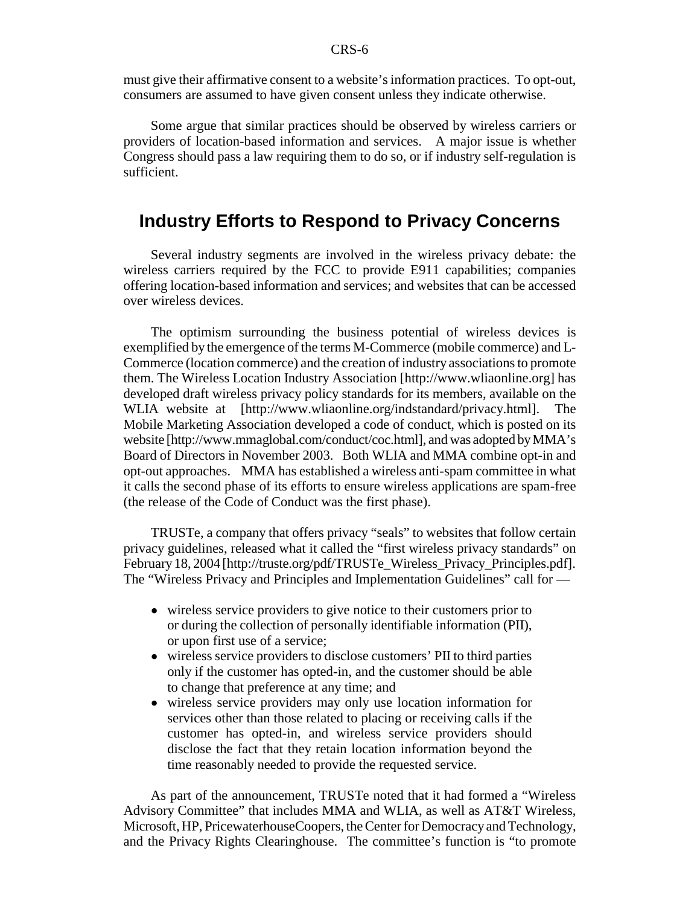must give their affirmative consent to a website's information practices. To opt-out, consumers are assumed to have given consent unless they indicate otherwise.

Some argue that similar practices should be observed by wireless carriers or providers of location-based information and services. A major issue is whether Congress should pass a law requiring them to do so, or if industry self-regulation is sufficient.

## Industry Efforts to Respond to Privacy Concerns

Several industry segments are involved in the wireless privacy debate: the wireless carriers required by the FCC to provide E911 capabilities; companies offering location-based information and services; and websites that can be accessed over wireless devices.

The optimism surrounding the business potential of wireless devices is exemplified by the emergence of the terms M-Commerce (mobile commerce) and L-Commerce (location commerce) and the creation of industry associations to promote them. The Wireless Location Industry Association [http://www.wliaonline.org] has developed draft wireless privacy policy standards for its members, available on the WLIA website at [http://www.wliaonline.org/indstandard/privacy.html]. The Mobile Marketing Association developed a code of conduct, which is posted on its website [http://www.mmaglobal.com/conduct/coc.html], and was adopted by MMA's Board of Directors in November 2003. Both WLIA and MMA combine opt-in and opt-out approaches. MMA has established a wireless anti-spam committee in what it calls the second phase of its efforts to ensure wireless applications are spam-free (the release of the Code of Conduct was the first phase).

TRUSTe, a company that offers privacy "seals" to websites that follow certain privacy guidelines, released what it called the "first wireless privacy standards" on February 18, 2004 [http://truste.org/pdf/TRUSTe_Wireless_Privacy_Principles.pdf]. The "Wireless Privacy and Principles and Implementation Guidelines" call for —

- wireless service providers to give notice to their customers prior to or during the collection of personally identifiable information (PII), or upon first use of a service;
- wireless service providers to disclose customers' PII to third parties only if the customer has opted-in, and the customer should be able to change that preference at any time; and
- wireless service providers may only use location information for services other than those related to placing or receiving calls if the customer has opted-in, and wireless service providers should disclose the fact that they retain location information beyond the time reasonably needed to provide the requested service.

As part of the announcement, TRUSTe noted that it had formed a "Wireless Advisory Committee" that includes MMA and WLIA, as well as AT&T Wireless, Microsoft, HP, PricewaterhouseCoopers, the Center for Democracy and Technology, and the Privacy Rights Clearinghouse. The committee's function is "to promote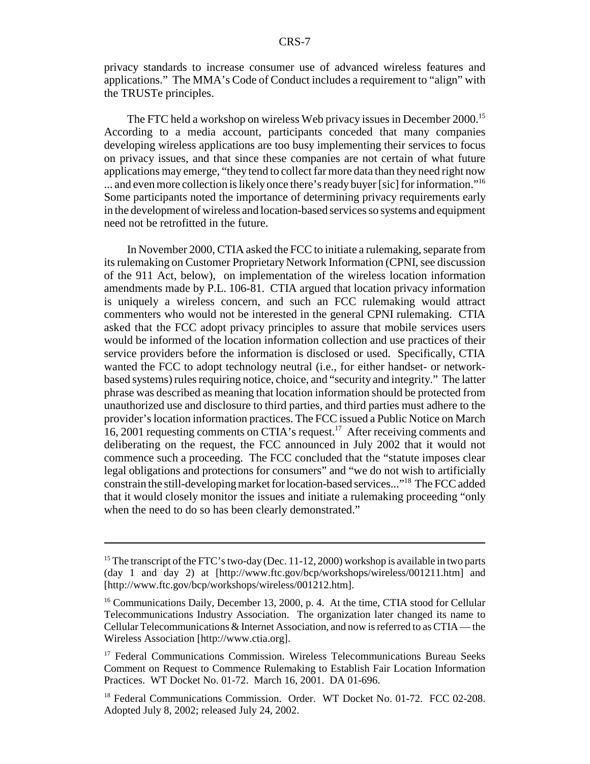privacy standards to increase consumer use of advanced wireless features and applications." The MMA's Code of Conduct includes a requirement to "align" with the TRUSTe principles.

The FTC held a workshop on wireless Web privacy issues in December 2000.[15] According to a media account, participants conceded that many companies developing wireless applications are too busy implementing their services to focus on privacy issues, and that since these companies are not certain of what future applications may emerge, "they tend to collect far more data than they need right now ... and even more collection is likely once there's ready buyer [sic] for information."[16] Some participants noted the importance of determining privacy requirements early in the development of wireless and location-based services so systems and equipment need not be retrofitted in the future.

In November 2000, CTIA asked the FCC to initiate a rulemaking, separate from its rulemaking on Customer Proprietary Network Information (CPNI, see discussion of the 911 Act, below), on implementation of the wireless location information amendments made by P.L. 106-81. CTIA argued that location privacy information is uniquely a wireless concern, and such an FCC rulemaking would attract commenters who would not be interested in the general CPNI rulemaking. CTIA asked that the FCC adopt privacy principles to assure that mobile services users would be informed of the location information collection and use practices of their service providers before the information is disclosed or used. Specifically, CTIA wanted the FCC to adopt technology neutral (i.e., for either handset- or network-based systems) rules requiring notice, choice, and "security and integrity." The latter phrase was described as meaning that location information should be protected from unauthorized use and disclosure to third parties, and third parties must adhere to the provider's location information practices. The FCC issued a Public Notice on March 16, 2001 requesting comments on CTIA's request.[17] After receiving comments and deliberating on the request, the FCC announced in July 2002 that it would not commence such a proceeding. The FCC concluded that the "statute imposes clear legal obligations and protections for consumers" and "we do not wish to artificially constrain the still-developing market for location-based services..."[18] The FCC added that it would closely monitor the issues and initiate a rulemaking proceeding "only when the need to do so has been clearly demonstrated."

---

[15] The transcript of the FTC's two-day (Dec. 11-12, 2000) workshop is available in two parts (day 1 and day 2) at [http://www.ftc.gov/bcp/workshops/wireless/001211.htm] and [http://www.ftc.gov/bcp/workshops/wireless/001212.htm].

[16] Communications Daily, December 13, 2000, p. 4. At the time, CTIA stood for Cellular Telecommunications Industry Association. The organization later changed its name to Cellular Telecommunications & Internet Association, and now is referred to as CTIA — the Wireless Association [http://www.ctia.org].

[17] Federal Communications Commission. Wireless Telecommunications Bureau Seeks Comment on Request to Commence Rulemaking to Establish Fair Location Information Practices. WT Docket No. 01-72. March 16, 2001. DA 01-696.

[18] Federal Communications Commission. Order. WT Docket No. 01-72. FCC 02-208. Adopted July 8, 2002; released July 24, 2002.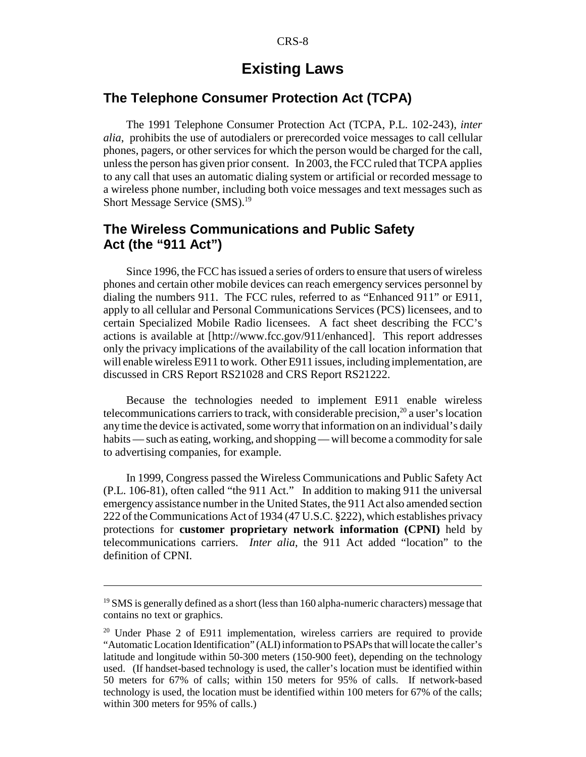# Existing Laws

## The Telephone Consumer Protection Act (TCPA)

The 1991 Telephone Consumer Protection Act (TCPA, P.L. 102-243), *inter alia*, prohibits the use of autodialers or prerecorded voice messages to call cellular phones, pagers, or other services for which the person would be charged for the call, unless the person has given prior consent. In 2003, the FCC ruled that TCPA applies to any call that uses an automatic dialing system or artificial or recorded message to a wireless phone number, including both voice messages and text messages such as Short Message Service (SMS).[19]

## The Wireless Communications and Public Safety Act (the "911 Act")

Since 1996, the FCC has issued a series of orders to ensure that users of wireless phones and certain other mobile devices can reach emergency services personnel by dialing the numbers 911. The FCC rules, referred to as "Enhanced 911" or E911, apply to all cellular and Personal Communications Services (PCS) licensees, and to certain Specialized Mobile Radio licensees. A fact sheet describing the FCC's actions is available at [http://www.fcc.gov/911/enhanced]. This report addresses only the privacy implications of the availability of the call location information that will enable wireless E911 to work. Other E911 issues, including implementation, are discussed in CRS Report RS21028 and CRS Report RS21222.

Because the technologies needed to implement E911 enable wireless telecommunications carriers to track, with considerable precision,[20] a user's location any time the device is activated, some worry that information on an individual's daily habits — such as eating, working, and shopping — will become a commodity for sale to advertising companies, for example.

In 1999, Congress passed the Wireless Communications and Public Safety Act (P.L. 106-81), often called "the 911 Act." In addition to making 911 the universal emergency assistance number in the United States, the 911 Act also amended section 222 of the Communications Act of 1934 (47 U.S.C. §222), which establishes privacy protections for **customer proprietary network information (CPNI)** held by telecommunications carriers. *Inter alia*, the 911 Act added "location" to the definition of CPNI.

---

[19] SMS is generally defined as a short (less than 160 alpha-numeric characters) message that contains no text or graphics.

[20] Under Phase 2 of E911 implementation, wireless carriers are required to provide "Automatic Location Identification" (ALI) information to PSAPs that will locate the caller's latitude and longitude within 50-300 meters (150-900 feet), depending on the technology used. (If handset-based technology is used, the caller's location must be identified within 50 meters for 67% of calls; within 150 meters for 95% of calls. If network-based technology is used, the location must be identified within 100 meters for 67% of the calls; within 300 meters for 95% of calls.)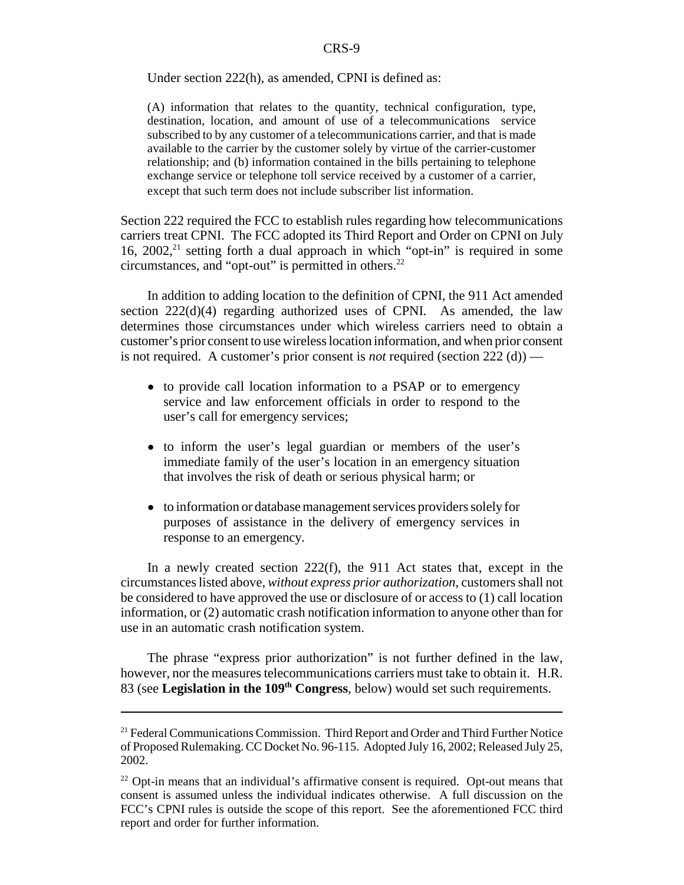Under section 222(h), as amended, CPNI is defined as:

> (A) information that relates to the quantity, technical configuration, type, destination, location, and amount of use of a telecommunications service subscribed to by any customer of a telecommunications carrier, and that is made available to the carrier by the customer solely by virtue of the carrier-customer relationship; and (b) information contained in the bills pertaining to telephone exchange service or telephone toll service received by a customer of a carrier, except that such term does not include subscriber list information.

Section 222 required the FCC to establish rules regarding how telecommunications carriers treat CPNI. The FCC adopted its Third Report and Order on CPNI on July 16, 2002,[21] setting forth a dual approach in which "opt-in" is required in some circumstances, and "opt-out" is permitted in others.[22]

In addition to adding location to the definition of CPNI, the 911 Act amended section 222(d)(4) regarding authorized uses of CPNI. As amended, the law determines those circumstances under which wireless carriers need to obtain a customer's prior consent to use wireless location information, and when prior consent is not required. A customer's prior consent is *not* required (section 222 (d)) —

- to provide call location information to a PSAP or to emergency service and law enforcement officials in order to respond to the user's call for emergency services;
- to inform the user's legal guardian or members of the user's immediate family of the user's location in an emergency situation that involves the risk of death or serious physical harm; or
- to information or database management services providers solely for purposes of assistance in the delivery of emergency services in response to an emergency.

In a newly created section 222(f), the 911 Act states that, except in the circumstances listed above, *without express prior authorization*, customers shall not be considered to have approved the use or disclosure of or access to (1) call location information, or (2) automatic crash notification information to anyone other than for use in an automatic crash notification system.

The phrase "express prior authorization" is not further defined in the law, however, nor the measures telecommunications carriers must take to obtain it. H.R. 83 (see **Legislation in the 109th Congress**, below) would set such requirements.

---

[21] Federal Communications Commission. Third Report and Order and Third Further Notice of Proposed Rulemaking. CC Docket No. 96-115. Adopted July 16, 2002; Released July 25, 2002.

[22] Opt-in means that an individual's affirmative consent is required. Opt-out means that consent is assumed unless the individual indicates otherwise. A full discussion on the FCC's CPNI rules is outside the scope of this report. See the aforementioned FCC third report and order for further information.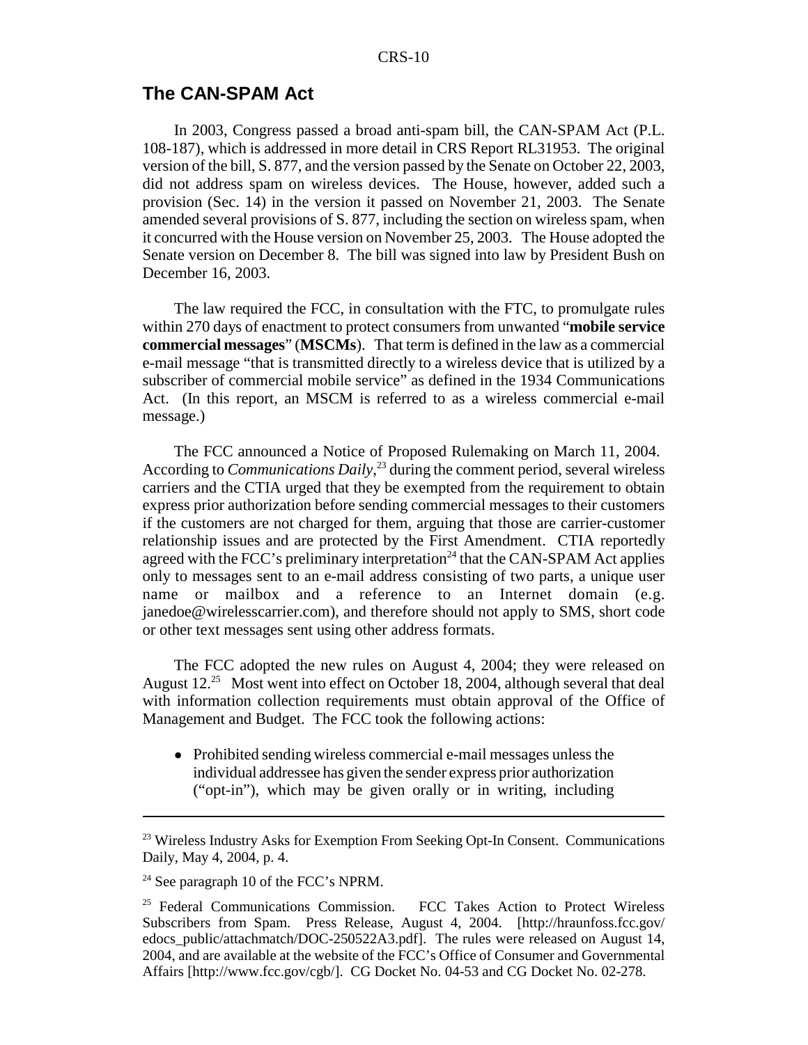## The CAN-SPAM Act

In 2003, Congress passed a broad anti-spam bill, the CAN-SPAM Act (P.L. 108-187), which is addressed in more detail in CRS Report RL31953. The original version of the bill, S. 877, and the version passed by the Senate on October 22, 2003, did not address spam on wireless devices. The House, however, added such a provision (Sec. 14) in the version it passed on November 21, 2003. The Senate amended several provisions of S. 877, including the section on wireless spam, when it concurred with the House version on November 25, 2003. The House adopted the Senate version on December 8. The bill was signed into law by President Bush on December 16, 2003.

The law required the FCC, in consultation with the FTC, to promulgate rules within 270 days of enactment to protect consumers from unwanted "**mobile service commercial messages**" (**MSCMs**). That term is defined in the law as a commercial e-mail message "that is transmitted directly to a wireless device that is utilized by a subscriber of commercial mobile service" as defined in the 1934 Communications Act. (In this report, an MSCM is referred to as a wireless commercial e-mail message.)

The FCC announced a Notice of Proposed Rulemaking on March 11, 2004. According to *Communications Daily*,[23] during the comment period, several wireless carriers and the CTIA urged that they be exempted from the requirement to obtain express prior authorization before sending commercial messages to their customers if the customers are not charged for them, arguing that those are carrier-customer relationship issues and are protected by the First Amendment. CTIA reportedly agreed with the FCC's preliminary interpretation[24] that the CAN-SPAM Act applies only to messages sent to an e-mail address consisting of two parts, a unique user name or mailbox and a reference to an Internet domain (e.g. janedoe@wirelesscarrier.com), and therefore should not apply to SMS, short code or other text messages sent using other address formats.

The FCC adopted the new rules on August 4, 2004; they were released on August 12.[25] Most went into effect on October 18, 2004, although several that deal with information collection requirements must obtain approval of the Office of Management and Budget. The FCC took the following actions:

- Prohibited sending wireless commercial e-mail messages unless the individual addressee has given the sender express prior authorization ("opt-in"), which may be given orally or in writing, including

---

[23] Wireless Industry Asks for Exemption From Seeking Opt-In Consent. Communications Daily, May 4, 2004, p. 4.

[24] See paragraph 10 of the FCC's NPRM.

[25] Federal Communications Commission. FCC Takes Action to Protect Wireless Subscribers from Spam. Press Release, August 4, 2004. [http://hraunfoss.fcc.gov/edocs_public/attachmatch/DOC-250522A3.pdf]. The rules were released on August 14, 2004, and are available at the website of the FCC's Office of Consumer and Governmental Affairs [http://www.fcc.gov/cgb/]. CG Docket No. 04-53 and CG Docket No. 02-278.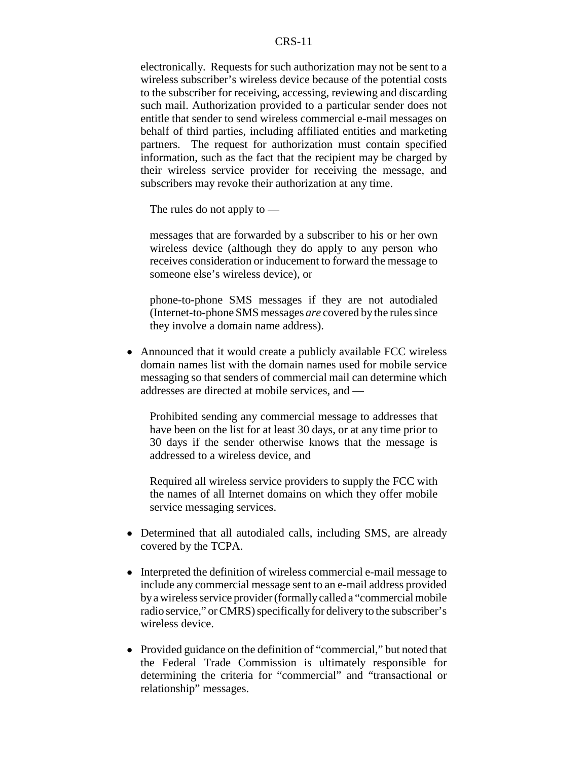electronically. Requests for such authorization may not be sent to a wireless subscriber's wireless device because of the potential costs to the subscriber for receiving, accessing, reviewing and discarding such mail. Authorization provided to a particular sender does not entitle that sender to send wireless commercial e-mail messages on behalf of third parties, including affiliated entities and marketing partners. The request for authorization must contain specified information, such as the fact that the recipient may be charged by their wireless service provider for receiving the message, and subscribers may revoke their authorization at any time.

The rules do not apply to —

messages that are forwarded by a subscriber to his or her own wireless device (although they do apply to any person who receives consideration or inducement to forward the message to someone else's wireless device), or

phone-to-phone SMS messages if they are not autodialed (Internet-to-phone SMS messages *are* covered by the rules since they involve a domain name address).

- Announced that it would create a publicly available FCC wireless domain names list with the domain names used for mobile service messaging so that senders of commercial mail can determine which addresses are directed at mobile services, and —

  Prohibited sending any commercial message to addresses that have been on the list for at least 30 days, or at any time prior to 30 days if the sender otherwise knows that the message is addressed to a wireless device, and

  Required all wireless service providers to supply the FCC with the names of all Internet domains on which they offer mobile service messaging services.

- Determined that all autodialed calls, including SMS, are already covered by the TCPA.

- Interpreted the definition of wireless commercial e-mail message to include any commercial message sent to an e-mail address provided by a wireless service provider (formally called a "commercial mobile radio service," or CMRS) specifically for delivery to the subscriber's wireless device.

- Provided guidance on the definition of "commercial," but noted that the Federal Trade Commission is ultimately responsible for determining the criteria for "commercial" and "transactional or relationship" messages.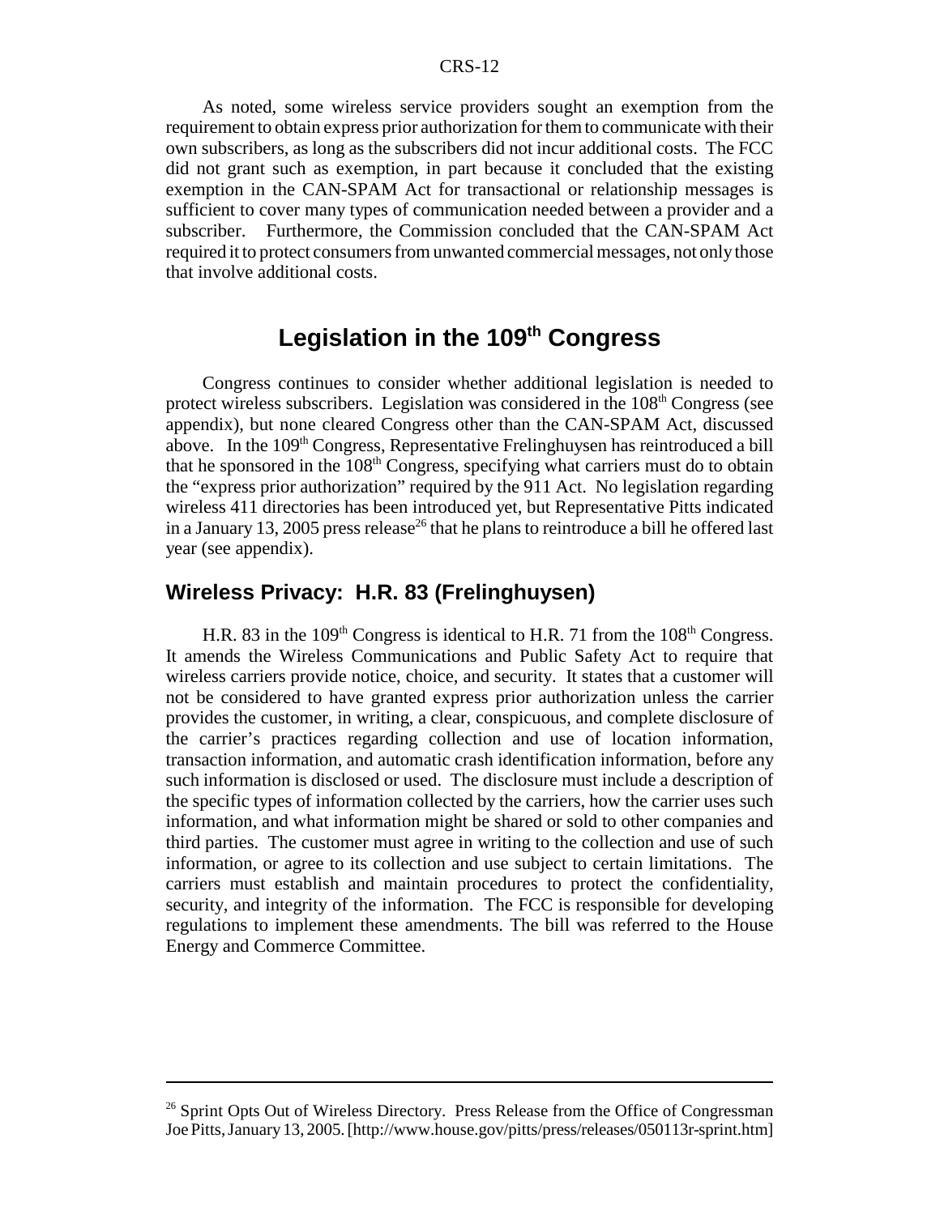As noted, some wireless service providers sought an exemption from the requirement to obtain express prior authorization for them to communicate with their own subscribers, as long as the subscribers did not incur additional costs. The FCC did not grant such as exemption, in part because it concluded that the existing exemption in the CAN-SPAM Act for transactional or relationship messages is sufficient to cover many types of communication needed between a provider and a subscriber. Furthermore, the Commission concluded that the CAN-SPAM Act required it to protect consumers from unwanted commercial messages, not only those that involve additional costs.

# Legislation in the 109th Congress

Congress continues to consider whether additional legislation is needed to protect wireless subscribers. Legislation was considered in the 108th Congress (see appendix), but none cleared Congress other than the CAN-SPAM Act, discussed above. In the 109th Congress, Representative Frelinghuysen has reintroduced a bill that he sponsored in the 108th Congress, specifying what carriers must do to obtain the "express prior authorization" required by the 911 Act. No legislation regarding wireless 411 directories has been introduced yet, but Representative Pitts indicated in a January 13, 2005 press release[26] that he plans to reintroduce a bill he offered last year (see appendix).

## Wireless Privacy: H.R. 83 (Frelinghuysen)

H.R. 83 in the 109th Congress is identical to H.R. 71 from the 108th Congress. It amends the Wireless Communications and Public Safety Act to require that wireless carriers provide notice, choice, and security. It states that a customer will not be considered to have granted express prior authorization unless the carrier provides the customer, in writing, a clear, conspicuous, and complete disclosure of the carrier's practices regarding collection and use of location information, transaction information, and automatic crash identification information, before any such information is disclosed or used. The disclosure must include a description of the specific types of information collected by the carriers, how the carrier uses such information, and what information might be shared or sold to other companies and third parties. The customer must agree in writing to the collection and use of such information, or agree to its collection and use subject to certain limitations. The carriers must establish and maintain procedures to protect the confidentiality, security, and integrity of the information. The FCC is responsible for developing regulations to implement these amendments. The bill was referred to the House Energy and Commerce Committee.

---

[26] Sprint Opts Out of Wireless Directory. Press Release from the Office of Congressman Joe Pitts, January 13, 2005. [http://www.house.gov/pitts/press/releases/050113r-sprint.htm]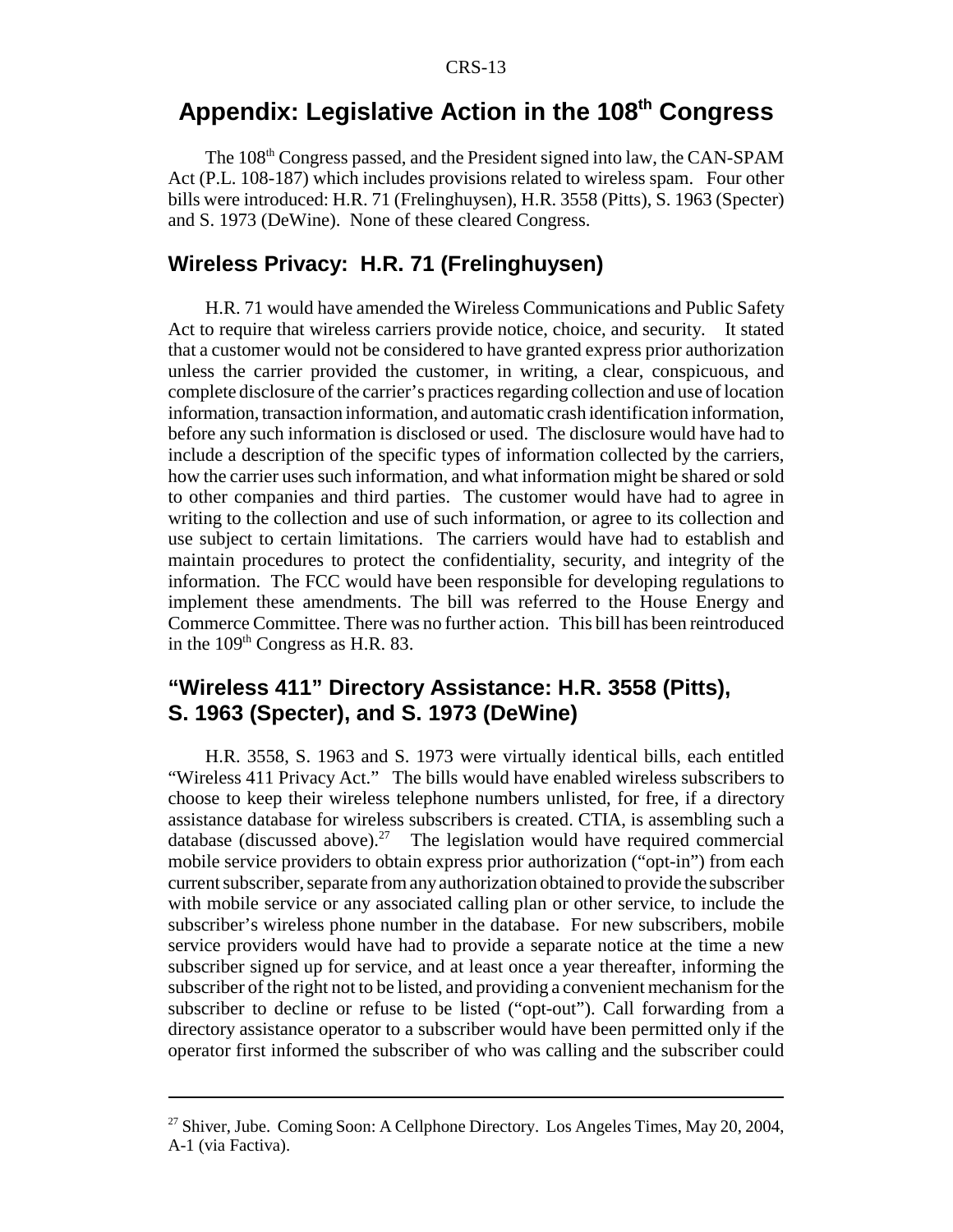# Appendix: Legislative Action in the 108th Congress

The 108th Congress passed, and the President signed into law, the CAN-SPAM Act (P.L. 108-187) which includes provisions related to wireless spam. Four other bills were introduced: H.R. 71 (Frelinghuysen), H.R. 3558 (Pitts), S. 1963 (Specter) and S. 1973 (DeWine). None of these cleared Congress.

## Wireless Privacy: H.R. 71 (Frelinghuysen)

H.R. 71 would have amended the Wireless Communications and Public Safety Act to require that wireless carriers provide notice, choice, and security. It stated that a customer would not be considered to have granted express prior authorization unless the carrier provided the customer, in writing, a clear, conspicuous, and complete disclosure of the carrier's practices regarding collection and use of location information, transaction information, and automatic crash identification information, before any such information is disclosed or used. The disclosure would have had to include a description of the specific types of information collected by the carriers, how the carrier uses such information, and what information might be shared or sold to other companies and third parties. The customer would have had to agree in writing to the collection and use of such information, or agree to its collection and use subject to certain limitations. The carriers would have had to establish and maintain procedures to protect the confidentiality, security, and integrity of the information. The FCC would have been responsible for developing regulations to implement these amendments. The bill was referred to the House Energy and Commerce Committee. There was no further action. This bill has been reintroduced in the 109th Congress as H.R. 83.

## "Wireless 411" Directory Assistance: H.R. 3558 (Pitts), S. 1963 (Specter), and S. 1973 (DeWine)

H.R. 3558, S. 1963 and S. 1973 were virtually identical bills, each entitled "Wireless 411 Privacy Act." The bills would have enabled wireless subscribers to choose to keep their wireless telephone numbers unlisted, for free, if a directory assistance database for wireless subscribers is created. CTIA, is assembling such a database (discussed above).[27] The legislation would have required commercial mobile service providers to obtain express prior authorization ("opt-in") from each current subscriber, separate from any authorization obtained to provide the subscriber with mobile service or any associated calling plan or other service, to include the subscriber's wireless phone number in the database. For new subscribers, mobile service providers would have had to provide a separate notice at the time a new subscriber signed up for service, and at least once a year thereafter, informing the subscriber of the right not to be listed, and providing a convenient mechanism for the subscriber to decline or refuse to be listed ("opt-out"). Call forwarding from a directory assistance operator to a subscriber would have been permitted only if the operator first informed the subscriber of who was calling and the subscriber could

---

[27] Shiver, Jube. Coming Soon: A Cellphone Directory. Los Angeles Times, May 20, 2004, A-1 (via Factiva).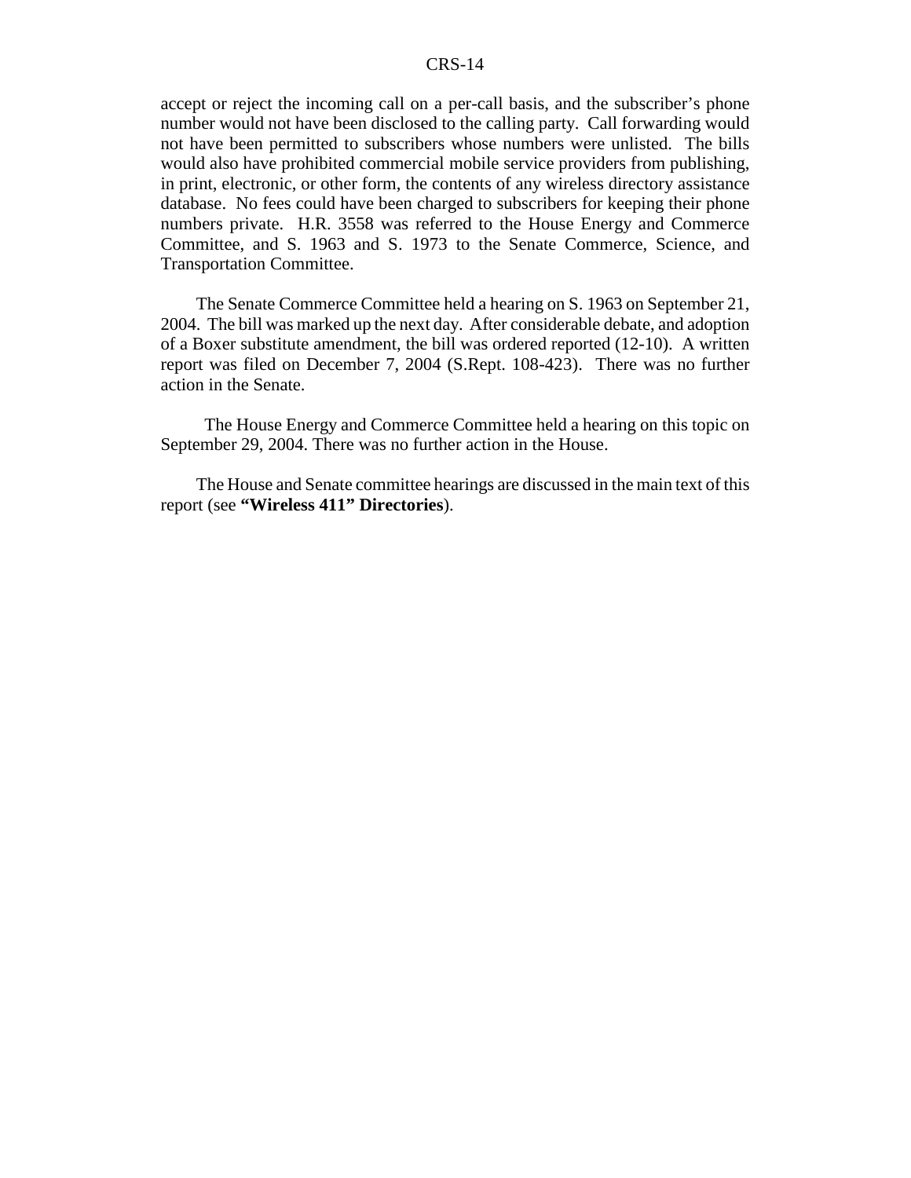accept or reject the incoming call on a per-call basis, and the subscriber's phone number would not have been disclosed to the calling party. Call forwarding would not have been permitted to subscribers whose numbers were unlisted. The bills would also have prohibited commercial mobile service providers from publishing, in print, electronic, or other form, the contents of any wireless directory assistance database. No fees could have been charged to subscribers for keeping their phone numbers private. H.R. 3558 was referred to the House Energy and Commerce Committee, and S. 1963 and S. 1973 to the Senate Commerce, Science, and Transportation Committee.

The Senate Commerce Committee held a hearing on S. 1963 on September 21, 2004. The bill was marked up the next day. After considerable debate, and adoption of a Boxer substitute amendment, the bill was ordered reported (12-10). A written report was filed on December 7, 2004 (S.Rept. 108-423). There was no further action in the Senate.

The House Energy and Commerce Committee held a hearing on this topic on September 29, 2004. There was no further action in the House.

The House and Senate committee hearings are discussed in the main text of this report (see **"Wireless 411" Directories**).